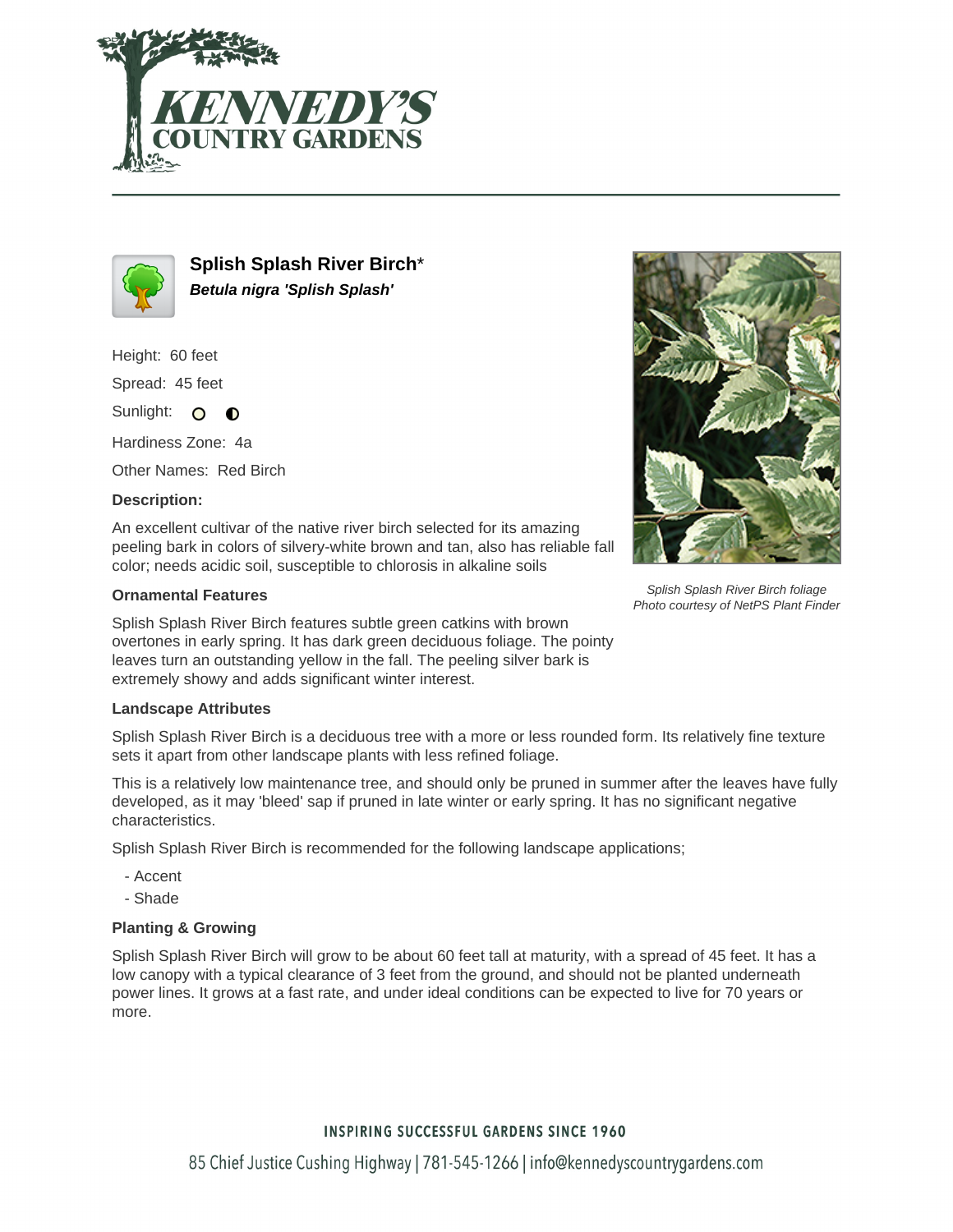# Splish Splash River Birch*

***Betula nigra 'Splish Splash'***

Height: 60 feet

Spread: 45 feet

Sunlight: ○ ◐

Hardiness Zone: 4a

Other Names: Red Birch

**Description:**

An excellent cultivar of the native river birch selected for its amazing peeling bark in colors of silvery-white brown and tan, also has reliable fall color; needs acidic soil, susceptible to chlorosis in alkaline soils

*Splish Splash River Birch foliage*
*Photo courtesy of NetPS Plant Finder*

### Ornamental Features

Splish Splash River Birch features subtle green catkins with brown overtones in early spring. It has dark green deciduous foliage. The pointy leaves turn an outstanding yellow in the fall. The peeling silver bark is extremely showy and adds significant winter interest.

### Landscape Attributes

Splish Splash River Birch is a deciduous tree with a more or less rounded form. Its relatively fine texture sets it apart from other landscape plants with less refined foliage.

This is a relatively low maintenance tree, and should only be pruned in summer after the leaves have fully developed, as it may 'bleed' sap if pruned in late winter or early spring. It has no significant negative characteristics.

Splish Splash River Birch is recommended for the following landscape applications;

- Accent
- Shade

### Planting & Growing

Splish Splash River Birch will grow to be about 60 feet tall at maturity, with a spread of 45 feet. It has a low canopy with a typical clearance of 3 feet from the ground, and should not be planted underneath power lines. It grows at a fast rate, and under ideal conditions can be expected to live for 70 years or more.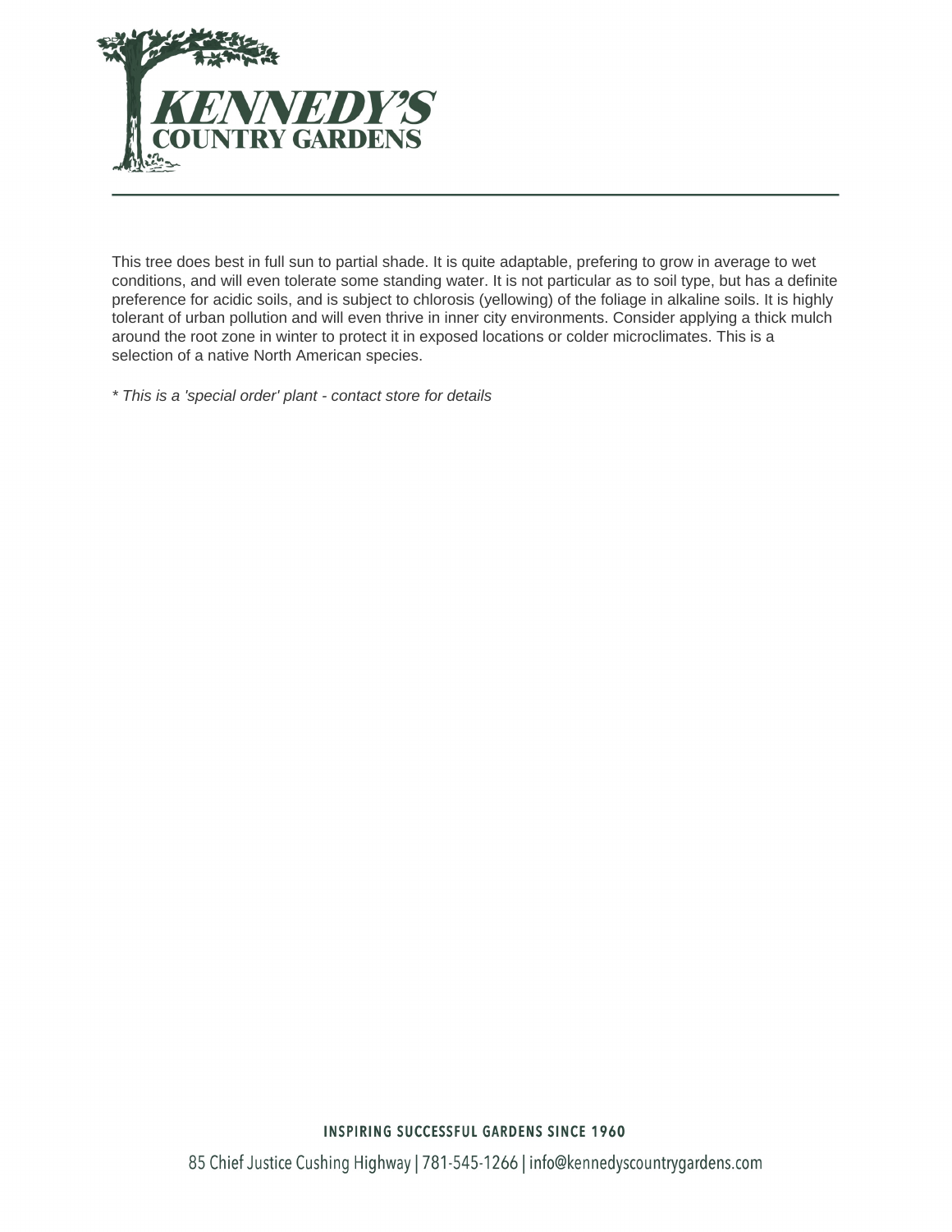This tree does best in full sun to partial shade. It is quite adaptable, prefering to grow in average to wet conditions, and will even tolerate some standing water. It is not particular as to soil type, but has a definite preference for acidic soils, and is subject to chlorosis (yellowing) of the foliage in alkaline soils. It is highly tolerant of urban pollution and will even thrive in inner city environments. Consider applying a thick mulch around the root zone in winter to protect it in exposed locations or colder microclimates. This is a selection of a native North American species.

*&#42; This is a 'special order' plant - contact store for details*